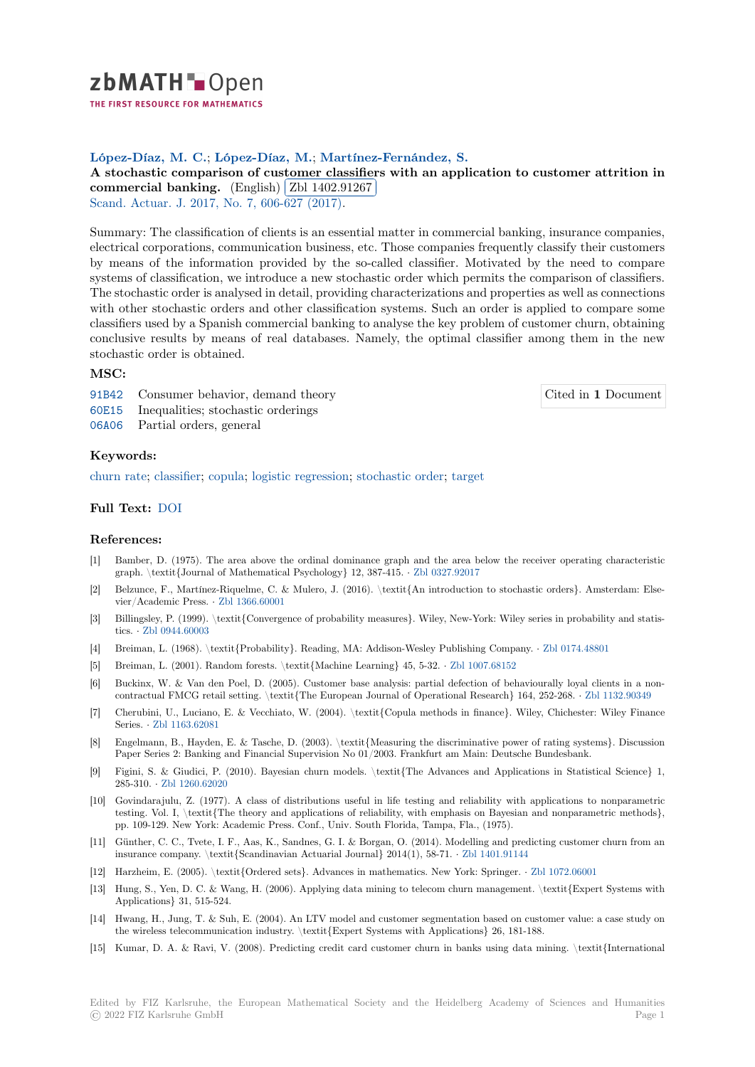zbMATH Open — THE FIRST RESOURCE FOR MATHEMATICS

**López-Díaz, M. C.**; **López-Díaz, M.**; **Martínez-Fernández, S.**

**A stochastic comparison of customer classifiers with an application to customer attrition in commercial banking.** (English) Zbl 1402.91267

Scand. Actuar. J. 2017, No. 7, 606-627 (2017).

Summary: The classification of clients is an essential matter in commercial banking, insurance companies, electrical corporations, communication business, etc. Those companies frequently classify their customers by means of the information provided by the so-called classifier. Motivated by the need to compare systems of classification, we introduce a new stochastic order which permits the comparison of classifiers. The stochastic order is analysed in detail, providing characterizations and properties as well as connections with other stochastic orders and other classification systems. Such an order is applied to compare some classifiers used by a Spanish commercial banking to analyse the key problem of customer churn, obtaining conclusive results by means of real databases. Namely, the optimal classifier among them in the new stochastic order is obtained.

## MSC:

- 91B42 Consumer behavior, demand theory
- 60E15 Inequalities; stochastic orderings
- 06A06 Partial orders, general

Cited in **1** Document

## Keywords:

churn rate; classifier; copula; logistic regression; stochastic order; target

## Full Text:

DOI

## References:

[1] Bamber, D. (1975). The area above the ordinal dominance graph and the area below the receiver operating characteristic graph. \textit{Journal of Mathematical Psychology} 12, 387-415. · Zbl 0327.92017

[2] Belzunce, F., Martínez-Riquelme, C. & Mulero, J. (2016). \textit{An introduction to stochastic orders}. Amsterdam: Elsevier/Academic Press. · Zbl 1366.60001

[3] Billingsley, P. (1999). \textit{Convergence of probability measures}. Wiley, New-York: Wiley series in probability and statistics. · Zbl 0944.60003

[4] Breiman, L. (1968). \textit{Probability}. Reading, MA: Addison-Wesley Publishing Company. · Zbl 0174.48801

[5] Breiman, L. (2001). Random forests. \textit{Machine Learning} 45, 5-32. · Zbl 1007.68152

[6] Buckinx, W. & Van den Poel, D. (2005). Customer base analysis: partial defection of behaviourally loyal clients in a non-contractual FMCG retail setting. \textit{The European Journal of Operational Research} 164, 252-268. · Zbl 1132.90349

[7] Cherubini, U., Luciano, E. & Vecchiato, W. (2004). \textit{Copula methods in finance}. Wiley, Chichester: Wiley Finance Series. · Zbl 1163.62081

[8] Engelmann, B., Hayden, E. & Tasche, D. (2003). \textit{Measuring the discriminative power of rating systems}. Discussion Paper Series 2: Banking and Financial Supervision No 01/2003. Frankfurt am Main: Deutsche Bundesbank.

[9] Figini, S. & Giudici, P. (2010). Bayesian churn models. \textit{The Advances and Applications in Statistical Science} 1, 285-310. · Zbl 1260.62020

[10] Govindarajulu, Z. (1977). A class of distributions useful in life testing and reliability with applications to nonparametric testing. Vol. I, \textit{The theory and applications of reliability, with emphasis on Bayesian and nonparametric methods}, pp. 109-129. New York: Academic Press. Conf., Univ. South Florida, Tampa, Fla., (1975).

[11] Günther, C. C., Tvete, I. F., Aas, K., Sandnes, G. I. & Borgan, O. (2014). Modelling and predicting customer churn from an insurance company. \textit{Scandinavian Actuarial Journal} 2014(1), 58-71. · Zbl 1401.91144

[12] Harzheim, E. (2005). \textit{Ordered sets}. Advances in mathematics. New York: Springer. · Zbl 1072.06001

[13] Hung, S., Yen, D. C. & Wang, H. (2006). Applying data mining to telecom churn management. \textit{Expert Systems with Applications} 31, 515-524.

[14] Hwang, H., Jung, T. & Suh, E. (2004). An LTV model and customer segmentation based on customer value: a case study on the wireless telecommunication industry. \textit{Expert Systems with Applications} 26, 181-188.

[15] Kumar, D. A. & Ravi, V. (2008). Predicting credit card customer churn in banks using data mining. \textit{International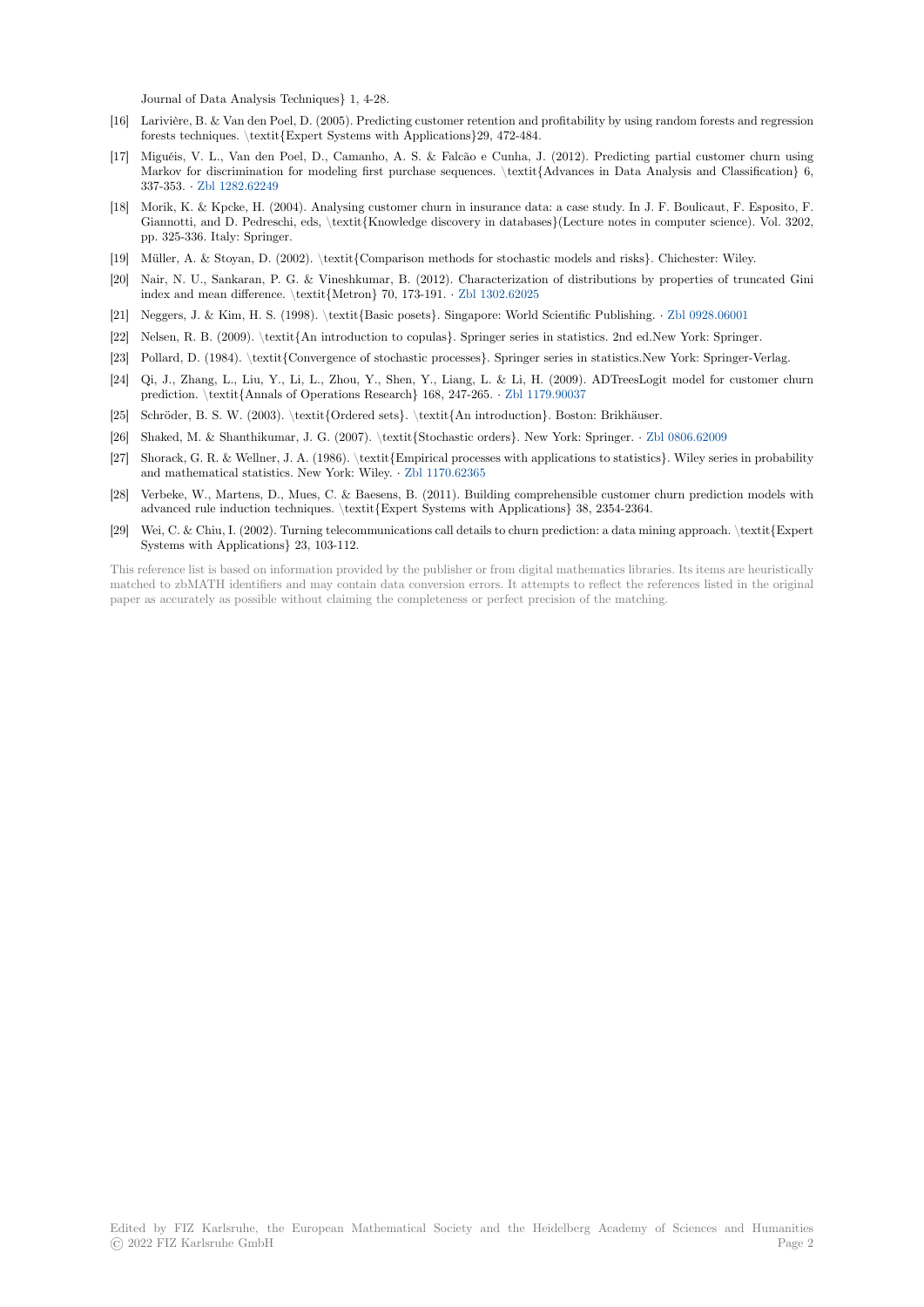Journal of Data Analysis Techniques} 1, 4-28.

[16] Larivière, B. & Van den Poel, D. (2005). Predicting customer retention and profitability by using random forests and regression forests techniques. \textit{Expert Systems with Applications}29, 472-484.

[17] Miguéis, V. L., Van den Poel, D., Camanho, A. S. & Falcão e Cunha, J. (2012). Predicting partial customer churn using Markov for discrimination for modeling first purchase sequences. \textit{Advances in Data Analysis and Classification} 6, 337-353. · Zbl 1282.62249

[18] Morik, K. & Kpcke, H. (2004). Analysing customer churn in insurance data: a case study. In J. F. Boulicaut, F. Esposito, F. Giannotti, and D. Pedreschi, eds, \textit{Knowledge discovery in databases}(Lecture notes in computer science). Vol. 3202, pp. 325-336. Italy: Springer.

[19] Müller, A. & Stoyan, D. (2002). \textit{Comparison methods for stochastic models and risks}. Chichester: Wiley.

[20] Nair, N. U., Sankaran, P. G. & Vineshkumar, B. (2012). Characterization of distributions by properties of truncated Gini index and mean difference. \textit{Metron} 70, 173-191. · Zbl 1302.62025

[21] Neggers, J. & Kim, H. S. (1998). \textit{Basic posets}. Singapore: World Scientific Publishing. · Zbl 0928.06001

[22] Nelsen, R. B. (2009). \textit{An introduction to copulas}. Springer series in statistics. 2nd ed.New York: Springer.

[23] Pollard, D. (1984). \textit{Convergence of stochastic processes}. Springer series in statistics.New York: Springer-Verlag.

[24] Qi, J., Zhang, L., Liu, Y., Li, L., Zhou, Y., Shen, Y., Liang, L. & Li, H. (2009). ADTreesLogit model for customer churn prediction. \textit{Annals of Operations Research} 168, 247-265. · Zbl 1179.90037

[25] Schröder, B. S. W. (2003). \textit{Ordered sets}. \textit{An introduction}. Boston: Brikhäuser.

[26] Shaked, M. & Shanthikumar, J. G. (2007). \textit{Stochastic orders}. New York: Springer. · Zbl 0806.62009

[27] Shorack, G. R. & Wellner, J. A. (1986). \textit{Empirical processes with applications to statistics}. Wiley series in probability and mathematical statistics. New York: Wiley. · Zbl 1170.62365

[28] Verbeke, W., Martens, D., Mues, C. & Baesens, B. (2011). Building comprehensible customer churn prediction models with advanced rule induction techniques. \textit{Expert Systems with Applications} 38, 2354-2364.

[29] Wei, C. & Chiu, I. (2002). Turning telecommunications call details to churn prediction: a data mining approach. \textit{Expert Systems with Applications} 23, 103-112.

This reference list is based on information provided by the publisher or from digital mathematics libraries. Its items are heuristically matched to zbMATH identifiers and may contain data conversion errors. It attempts to reflect the references listed in the original paper as accurately as possible without claiming the completeness or perfect precision of the matching.